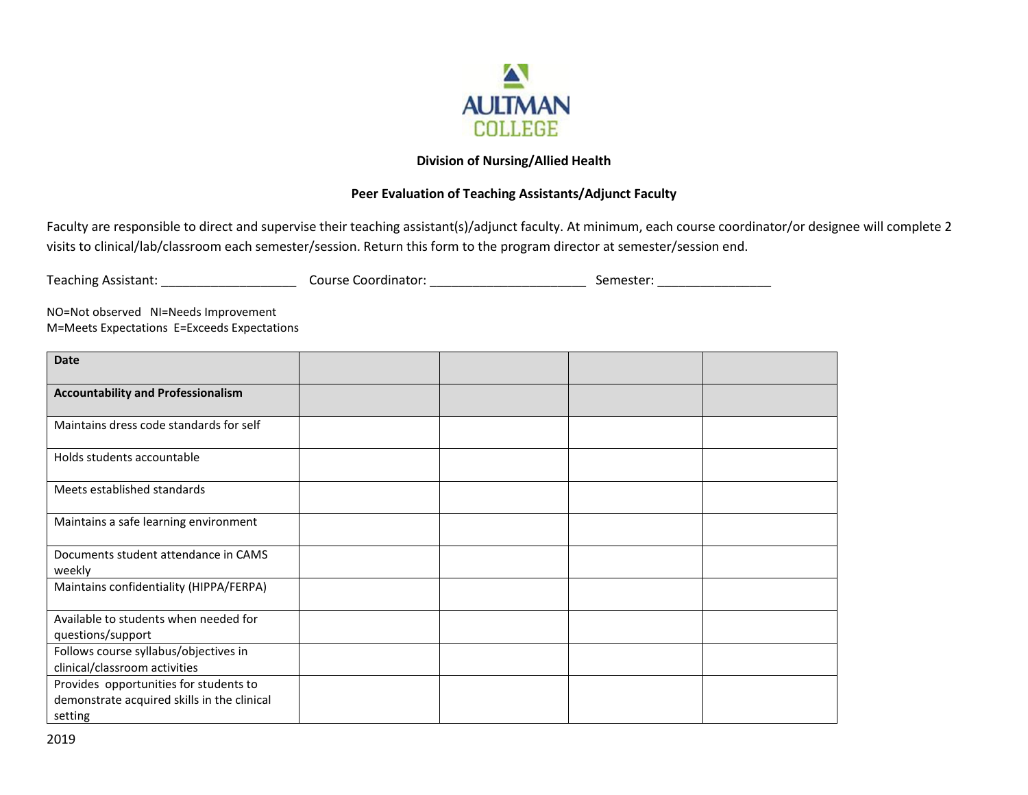AULTMAN COLLEGE

**Division of Nursing/Allied Health**

**Peer Evaluation of Teaching Assistants/Adjunct Faculty**

Faculty are responsible to direct and supervise their teaching assistant(s)/adjunct faculty. At minimum, each course coordinator/or designee will complete 2 visits to clinical/lab/classroom each semester/session. Return this form to the program director at semester/session end.

Teaching Assistant: ___________________ Course Coordinator: _____________________ Semester: _______________

NO=Not observed NI=Needs Improvement
M=Meets Expectations E=Exceeds Expectations

| **Date** | | | | |
|---|---|---|---|---|
| **Accountability and Professionalism** | | | | |
| Maintains dress code standards for self | | | | |
| Holds students accountable | | | | |
| Meets established standards | | | | |
| Maintains a safe learning environment | | | | |
| Documents student attendance in CAMS weekly | | | | |
| Maintains confidentiality (HIPPA/FERPA) | | | | |
| Available to students when needed for questions/support | | | | |
| Follows course syllabus/objectives in clinical/classroom activities | | | | |
| Provides opportunities for students to demonstrate acquired skills in the clinical setting | | | | |

2019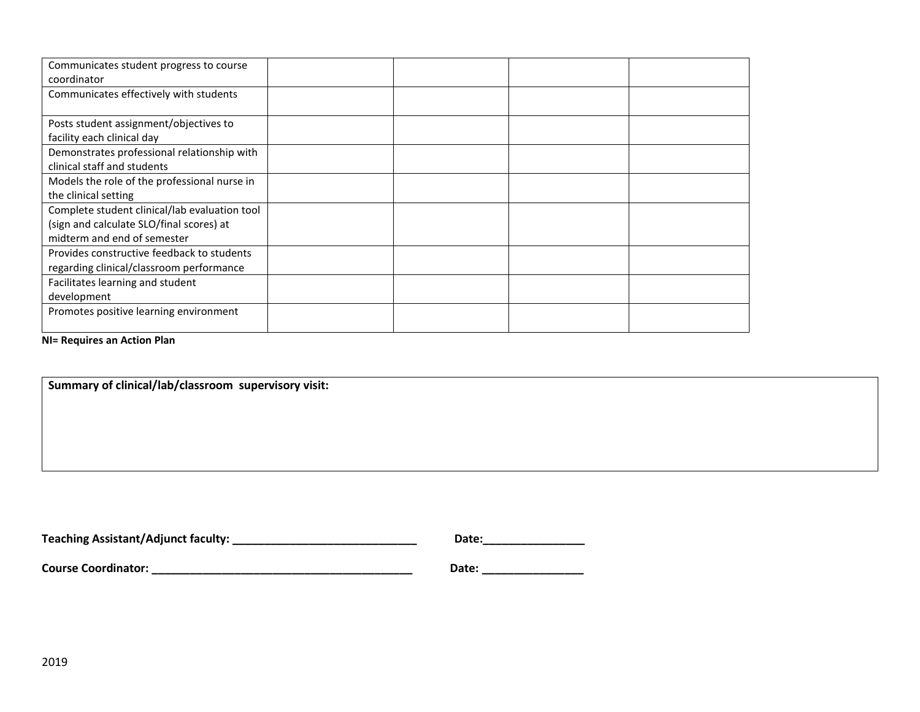| | | | | |
|---|---|---|---|---|
| Communicates student progress to course coordinator | | | | |
| Communicates effectively with students | | | | |
| Posts student assignment/objectives to facility each clinical day | | | | |
| Demonstrates professional relationship with clinical staff and students | | | | |
| Models the role of the professional nurse in the clinical setting | | | | |
| Complete student clinical/lab evaluation tool (sign and calculate SLO/final scores) at midterm and end of semester | | | | |
| Provides constructive feedback to students regarding clinical/classroom performance | | | | |
| Facilitates learning and student development | | | | |
| Promotes positive learning environment | | | | |

**NI= Requires an Action Plan**

| **Summary of clinical/lab/classroom supervisory visit:** |
|---|
| |

**Teaching Assistant/Adjunct faculty: ______________________________ Date:________________**

**Course Coordinator: __________________________________________ Date: ________________**

2019